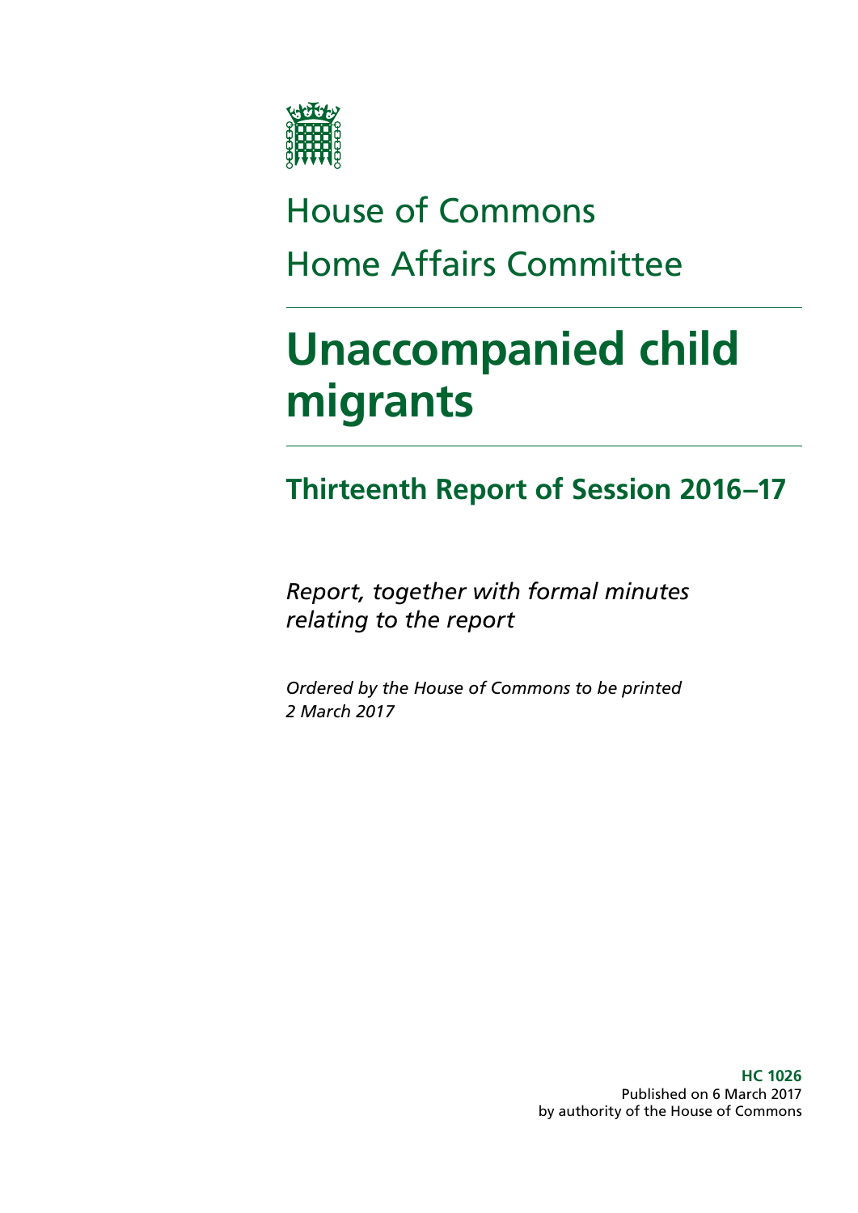House of Commons
Home Affairs Committee

# Unaccompanied child migrants

## Thirteenth Report of Session 2016–17

*Report, together with formal minutes relating to the report*

*Ordered by the House of Commons to be printed 2 March 2017*

**HC 1026**
Published on 6 March 2017
by authority of the House of Commons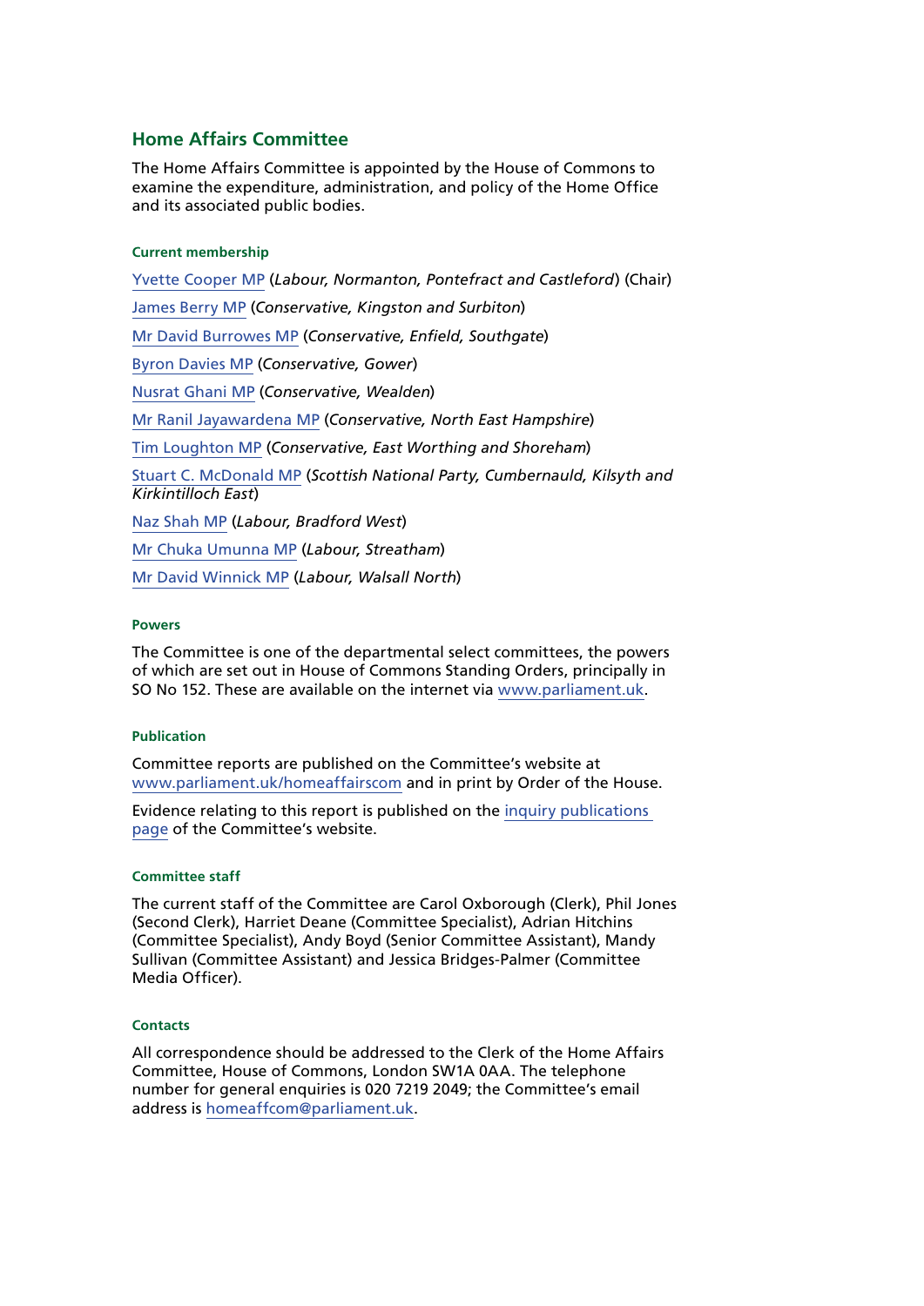## Home Affairs Committee

The Home Affairs Committee is appointed by the House of Commons to examine the expenditure, administration, and policy of the Home Office and its associated public bodies.

#### Current membership

Yvette Cooper MP (*Labour, Normanton, Pontefract and Castleford*) (Chair)

James Berry MP (*Conservative, Kingston and Surbiton*)

Mr David Burrowes MP (*Conservative, Enfield, Southgate*)

Byron Davies MP (*Conservative, Gower*)

Nusrat Ghani MP (*Conservative, Wealden*)

Mr Ranil Jayawardena MP (*Conservative, North East Hampshire*)

Tim Loughton MP (*Conservative, East Worthing and Shoreham*)

Stuart C. McDonald MP (*Scottish National Party, Cumbernauld, Kilsyth and Kirkintilloch East*)

Naz Shah MP (*Labour, Bradford West*)

Mr Chuka Umunna MP (*Labour, Streatham*)

Mr David Winnick MP (*Labour, Walsall North*)

#### Powers

The Committee is one of the departmental select committees, the powers of which are set out in House of Commons Standing Orders, principally in SO No 152. These are available on the internet via www.parliament.uk.

#### Publication

Committee reports are published on the Committee's website at www.parliament.uk/homeaffairscom and in print by Order of the House.

Evidence relating to this report is published on the inquiry publications page of the Committee's website.

#### Committee staff

The current staff of the Committee are Carol Oxborough (Clerk), Phil Jones (Second Clerk), Harriet Deane (Committee Specialist), Adrian Hitchins (Committee Specialist), Andy Boyd (Senior Committee Assistant), Mandy Sullivan (Committee Assistant) and Jessica Bridges-Palmer (Committee Media Officer).

#### Contacts

All correspondence should be addressed to the Clerk of the Home Affairs Committee, House of Commons, London SW1A 0AA. The telephone number for general enquiries is 020 7219 2049; the Committee's email address is homeaffcom@parliament.uk.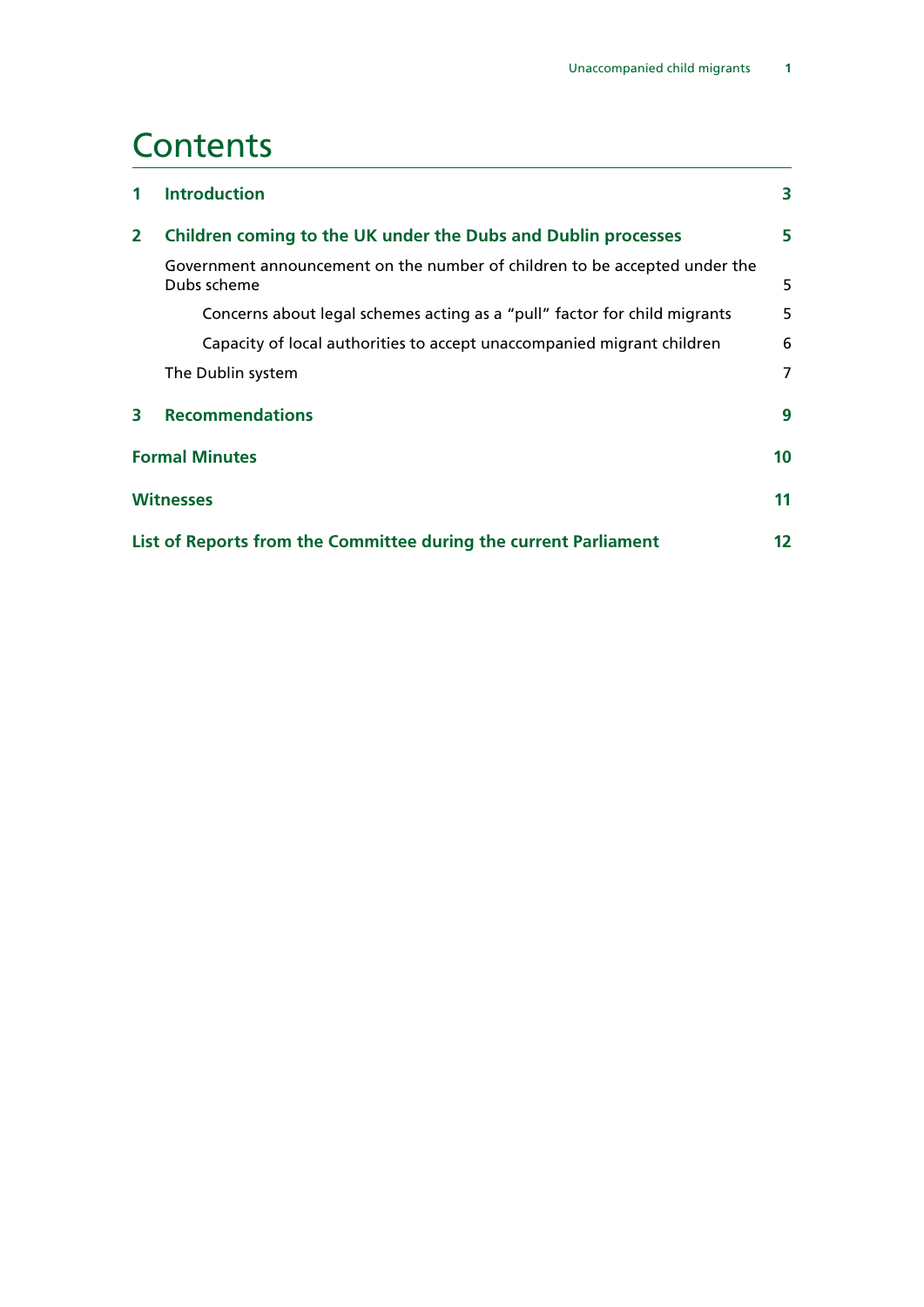# Contents

| | | |
|---|---|---|
| **1** | **Introduction** | **3** |
| **2** | **Children coming to the UK under the Dubs and Dublin processes** | **5** |
| | Government announcement on the number of children to be accepted under the Dubs scheme | 5 |
| | Concerns about legal schemes acting as a "pull" factor for child migrants | 5 |
| | Capacity of local authorities to accept unaccompanied migrant children | 6 |
| | The Dublin system | 7 |
| **3** | **Recommendations** | **9** |
| **Formal Minutes** | | **10** |
| **Witnesses** | | **11** |
| **List of Reports from the Committee during the current Parliament** | | **12** |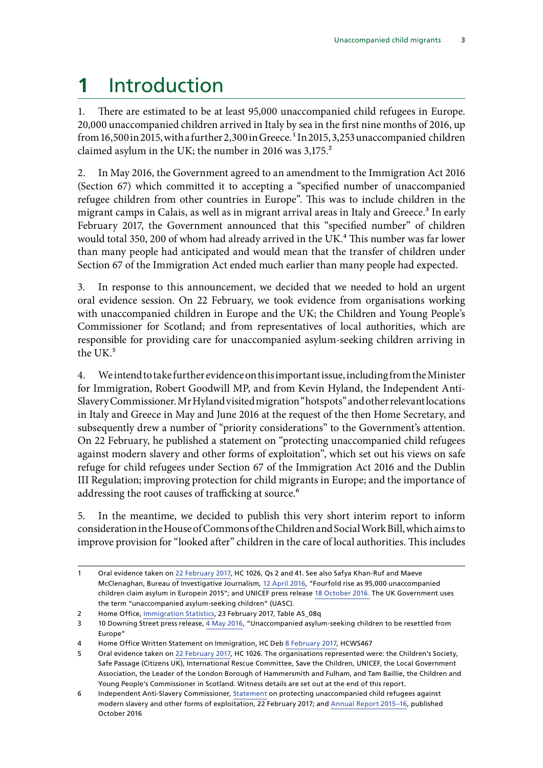# 1 Introduction

1. There are estimated to be at least 95,000 unaccompanied child refugees in Europe. 20,000 unaccompanied children arrived in Italy by sea in the first nine months of 2016, up from 16,500 in 2015, with a further 2,300 in Greece.[1] In 2015, 3,253 unaccompanied children claimed asylum in the UK; the number in 2016 was 3,175.[2]

2. In May 2016, the Government agreed to an amendment to the Immigration Act 2016 (Section 67) which committed it to accepting a "specified number of unaccompanied refugee children from other countries in Europe". This was to include children in the migrant camps in Calais, as well as in migrant arrival areas in Italy and Greece.[3] In early February 2017, the Government announced that this "specified number" of children would total 350, 200 of whom had already arrived in the UK.[4] This number was far lower than many people had anticipated and would mean that the transfer of children under Section 67 of the Immigration Act ended much earlier than many people had expected.

3. In response to this announcement, we decided that we needed to hold an urgent oral evidence session. On 22 February, we took evidence from organisations working with unaccompanied children in Europe and the UK; the Children and Young People's Commissioner for Scotland; and from representatives of local authorities, which are responsible for providing care for unaccompanied asylum-seeking children arriving in the UK.[5]

4. We intend to take further evidence on this important issue, including from the Minister for Immigration, Robert Goodwill MP, and from Kevin Hyland, the Independent Anti-Slavery Commissioner. Mr Hyland visited migration "hotspots" and other relevant locations in Italy and Greece in May and June 2016 at the request of the then Home Secretary, and subsequently drew a number of "priority considerations" to the Government's attention. On 22 February, he published a statement on "protecting unaccompanied child refugees against modern slavery and other forms of exploitation", which set out his views on safe refuge for child refugees under Section 67 of the Immigration Act 2016 and the Dublin III Regulation; improving protection for child migrants in Europe; and the importance of addressing the root causes of trafficking at source.[6]

5. In the meantime, we decided to publish this very short interim report to inform consideration in the House of Commons of the Children and Social Work Bill, which aims to improve provision for "looked after" children in the care of local authorities. This includes

---

1 Oral evidence taken on 22 February 2017, HC 1026, Qs 2 and 41. See also Safya Khan-Ruf and Maeve McClenaghan, Bureau of Investigative Journalism, 12 April 2016, "Fourfold rise as 95,000 unaccompanied children claim asylum in Europein 2015"; and UNICEF press release 18 October 2016. The UK Government uses the term "unaccompanied asylum-seeking children" (UASC).

2 Home Office, Immigration Statistics, 23 February 2017, Table AS_08q

3 10 Downing Street press release, 4 May 2016, "Unaccompanied asylum-seeking children to be resettled from Europe"

4 Home Office Written Statement on Immigration, HC Deb 8 February 2017, HCWS467

5 Oral evidence taken on 22 February 2017, HC 1026. The organisations represented were: the Children's Society, Safe Passage (Citizens UK), International Rescue Committee, Save the Children, UNICEF, the Local Government Association, the Leader of the London Borough of Hammersmith and Fulham, and Tam Baillie, the Children and Young People's Commissioner in Scotland. Witness details are set out at the end of this report.

6 Independent Anti-Slavery Commissioner, Statement on protecting unaccompanied child refugees against modern slavery and other forms of exploitation, 22 February 2017; and Annual Report 2015–16, published October 2016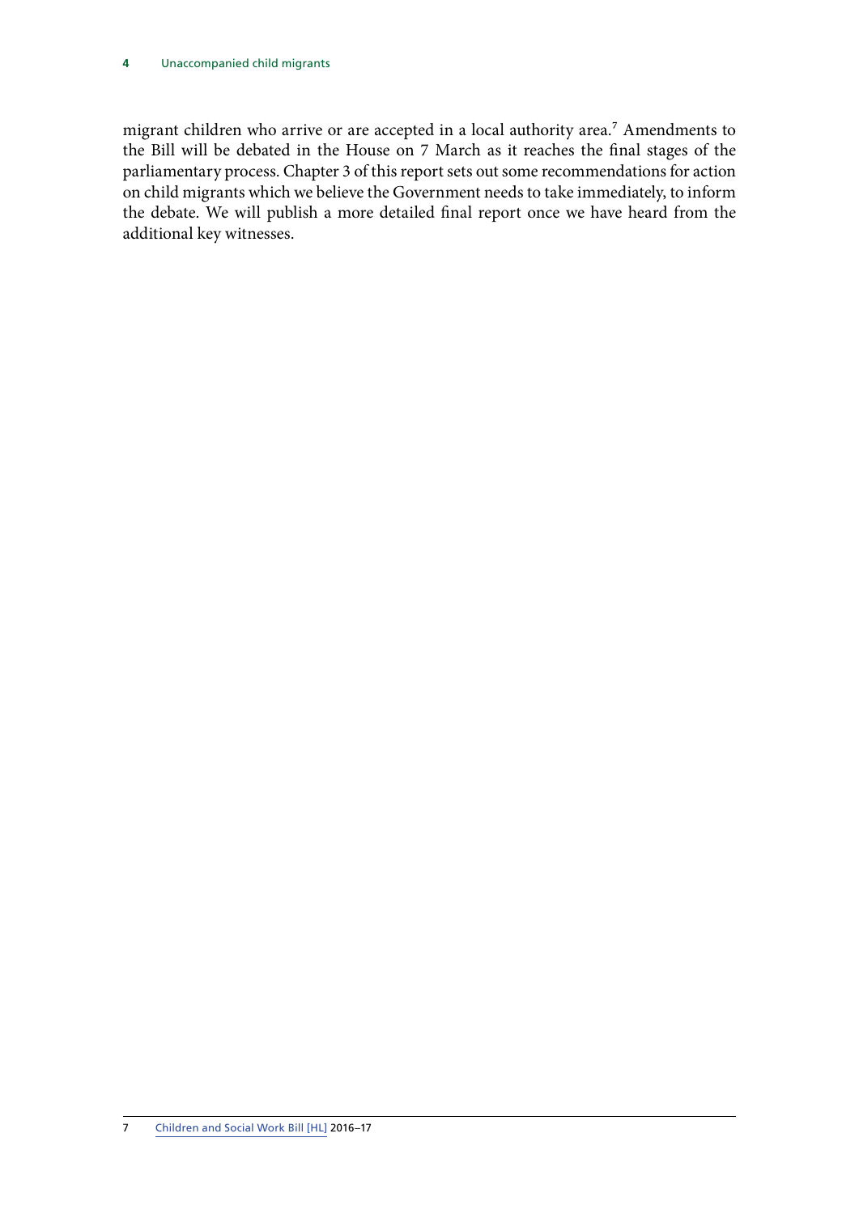migrant children who arrive or are accepted in a local authority area.[7] Amendments to the Bill will be debated in the House on 7 March as it reaches the final stages of the parliamentary process. Chapter 3 of this report sets out some recommendations for action on child migrants which we believe the Government needs to take immediately, to inform the debate. We will publish a more detailed final report once we have heard from the additional key witnesses.

7 Children and Social Work Bill [HL] 2016–17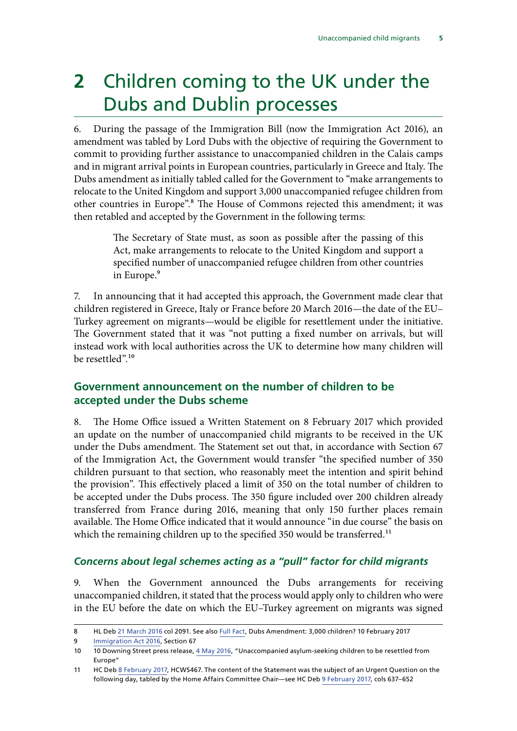# 2 Children coming to the UK under the Dubs and Dublin processes

6. During the passage of the Immigration Bill (now the Immigration Act 2016), an amendment was tabled by Lord Dubs with the objective of requiring the Government to commit to providing further assistance to unaccompanied children in the Calais camps and in migrant arrival points in European countries, particularly in Greece and Italy. The Dubs amendment as initially tabled called for the Government to "make arrangements to relocate to the United Kingdom and support 3,000 unaccompanied refugee children from other countries in Europe".[8] The House of Commons rejected this amendment; it was then retabled and accepted by the Government in the following terms:

> The Secretary of State must, as soon as possible after the passing of this Act, make arrangements to relocate to the United Kingdom and support a specified number of unaccompanied refugee children from other countries in Europe.[9]

7. In announcing that it had accepted this approach, the Government made clear that children registered in Greece, Italy or France before 20 March 2016—the date of the EU–Turkey agreement on migrants—would be eligible for resettlement under the initiative. The Government stated that it was "not putting a fixed number on arrivals, but will instead work with local authorities across the UK to determine how many children will be resettled".[10]

## Government announcement on the number of children to be accepted under the Dubs scheme

8. The Home Office issued a Written Statement on 8 February 2017 which provided an update on the number of unaccompanied child migrants to be received in the UK under the Dubs amendment. The Statement set out that, in accordance with Section 67 of the Immigration Act, the Government would transfer "the specified number of 350 children pursuant to that section, who reasonably meet the intention and spirit behind the provision". This effectively placed a limit of 350 on the total number of children to be accepted under the Dubs process. The 350 figure included over 200 children already transferred from France during 2016, meaning that only 150 further places remain available. The Home Office indicated that it would announce "in due course" the basis on which the remaining children up to the specified 350 would be transferred.[11]

### *Concerns about legal schemes acting as a "pull" factor for child migrants*

9. When the Government announced the Dubs arrangements for receiving unaccompanied children, it stated that the process would apply only to children who were in the EU before the date on which the EU–Turkey agreement on migrants was signed

---

8 HL Deb 21 March 2016 col 2091. See also Full Fact, Dubs Amendment: 3,000 children? 10 February 2017

9 Immigration Act 2016, Section 67

10 10 Downing Street press release, 4 May 2016, "Unaccompanied asylum-seeking children to be resettled from Europe"

11 HC Deb 8 February 2017, HCWS467. The content of the Statement was the subject of an Urgent Question on the following day, tabled by the Home Affairs Committee Chair—see HC Deb 9 February 2017, cols 637–652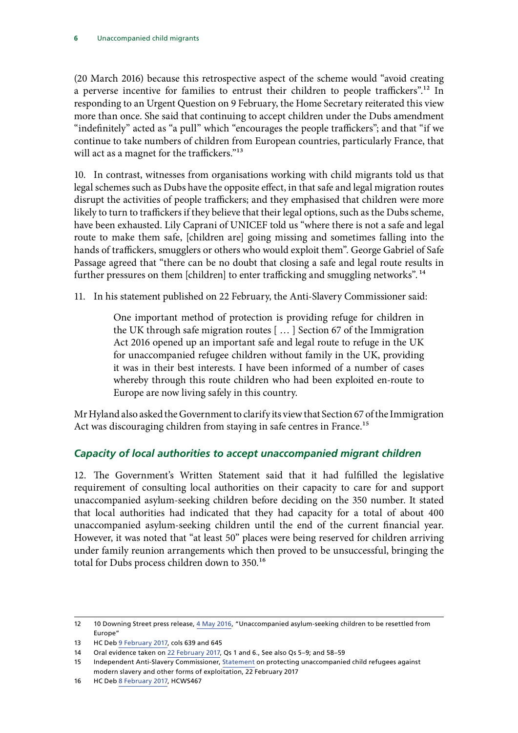(20 March 2016) because this retrospective aspect of the scheme would "avoid creating a perverse incentive for families to entrust their children to people traffickers".[12] In responding to an Urgent Question on 9 February, the Home Secretary reiterated this view more than once. She said that continuing to accept children under the Dubs amendment "indefinitely" acted as "a pull" which "encourages the people traffickers"; and that "if we continue to take numbers of children from European countries, particularly France, that will act as a magnet for the traffickers."[13]

10. In contrast, witnesses from organisations working with child migrants told us that legal schemes such as Dubs have the opposite effect, in that safe and legal migration routes disrupt the activities of people traffickers; and they emphasised that children were more likely to turn to traffickers if they believe that their legal options, such as the Dubs scheme, have been exhausted. Lily Caprani of UNICEF told us "where there is not a safe and legal route to make them safe, [children are] going missing and sometimes falling into the hands of traffickers, smugglers or others who would exploit them". George Gabriel of Safe Passage agreed that "there can be no doubt that closing a safe and legal route results in further pressures on them [children] to enter trafficking and smuggling networks".[14]

11. In his statement published on 22 February, the Anti-Slavery Commissioner said:

> One important method of protection is providing refuge for children in the UK through safe migration routes [ … ] Section 67 of the Immigration Act 2016 opened up an important safe and legal route to refuge in the UK for unaccompanied refugee children without family in the UK, providing it was in their best interests. I have been informed of a number of cases whereby through this route children who had been exploited en-route to Europe are now living safely in this country.

Mr Hyland also asked the Government to clarify its view that Section 67 of the Immigration Act was discouraging children from staying in safe centres in France.[15]

### *Capacity of local authorities to accept unaccompanied migrant children*

12. The Government's Written Statement said that it had fulfilled the legislative requirement of consulting local authorities on their capacity to care for and support unaccompanied asylum-seeking children before deciding on the 350 number. It stated that local authorities had indicated that they had capacity for a total of about 400 unaccompanied asylum-seeking children until the end of the current financial year. However, it was noted that "at least 50" places were being reserved for children arriving under family reunion arrangements which then proved to be unsuccessful, bringing the total for Dubs process children down to 350.[16]

---

12 10 Downing Street press release, 4 May 2016, "Unaccompanied asylum-seeking children to be resettled from Europe"

13 HC Deb 9 February 2017, cols 639 and 645

14 Oral evidence taken on 22 February 2017, Qs 1 and 6., See also Qs 5–9; and 58–59

15 Independent Anti-Slavery Commissioner, Statement on protecting unaccompanied child refugees against modern slavery and other forms of exploitation, 22 February 2017

16 HC Deb 8 February 2017, HCWS467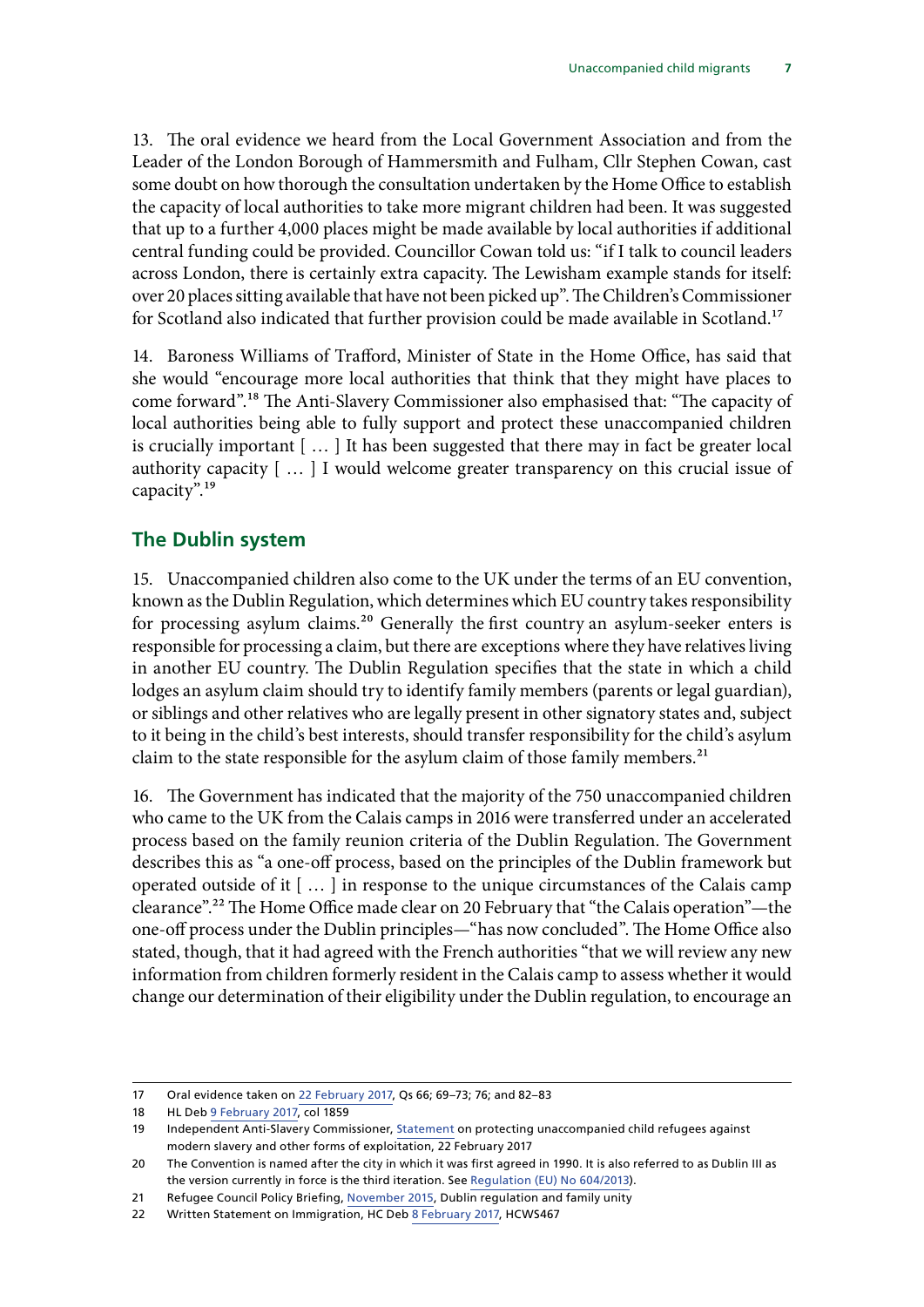13. The oral evidence we heard from the Local Government Association and from the Leader of the London Borough of Hammersmith and Fulham, Cllr Stephen Cowan, cast some doubt on how thorough the consultation undertaken by the Home Office to establish the capacity of local authorities to take more migrant children had been. It was suggested that up to a further 4,000 places might be made available by local authorities if additional central funding could be provided. Councillor Cowan told us: "if I talk to council leaders across London, there is certainly extra capacity. The Lewisham example stands for itself: over 20 places sitting available that have not been picked up". The Children's Commissioner for Scotland also indicated that further provision could be made available in Scotland.[17]

14. Baroness Williams of Trafford, Minister of State in the Home Office, has said that she would "encourage more local authorities that think that they might have places to come forward".[18] The Anti-Slavery Commissioner also emphasised that: "The capacity of local authorities being able to fully support and protect these unaccompanied children is crucially important [ … ] It has been suggested that there may in fact be greater local authority capacity [ … ] I would welcome greater transparency on this crucial issue of capacity".[19]

## The Dublin system

15. Unaccompanied children also come to the UK under the terms of an EU convention, known as the Dublin Regulation, which determines which EU country takes responsibility for processing asylum claims.[20] Generally the first country an asylum-seeker enters is responsible for processing a claim, but there are exceptions where they have relatives living in another EU country. The Dublin Regulation specifies that the state in which a child lodges an asylum claim should try to identify family members (parents or legal guardian), or siblings and other relatives who are legally present in other signatory states and, subject to it being in the child's best interests, should transfer responsibility for the child's asylum claim to the state responsible for the asylum claim of those family members.[21]

16. The Government has indicated that the majority of the 750 unaccompanied children who came to the UK from the Calais camps in 2016 were transferred under an accelerated process based on the family reunion criteria of the Dublin Regulation. The Government describes this as "a one-off process, based on the principles of the Dublin framework but operated outside of it [ … ] in response to the unique circumstances of the Calais camp clearance".[22] The Home Office made clear on 20 February that "the Calais operation"—the one-off process under the Dublin principles—"has now concluded". The Home Office also stated, though, that it had agreed with the French authorities "that we will review any new information from children formerly resident in the Calais camp to assess whether it would change our determination of their eligibility under the Dublin regulation, to encourage an

---

17 Oral evidence taken on 22 February 2017, Qs 66; 69–73; 76; and 82–83

18 HL Deb 9 February 2017, col 1859

19 Independent Anti-Slavery Commissioner, Statement on protecting unaccompanied child refugees against modern slavery and other forms of exploitation, 22 February 2017

20 The Convention is named after the city in which it was first agreed in 1990. It is also referred to as Dublin III as the version currently in force is the third iteration. See Regulation (EU) No 604/2013).

21 Refugee Council Policy Briefing, November 2015, Dublin regulation and family unity

22 Written Statement on Immigration, HC Deb 8 February 2017, HCWS467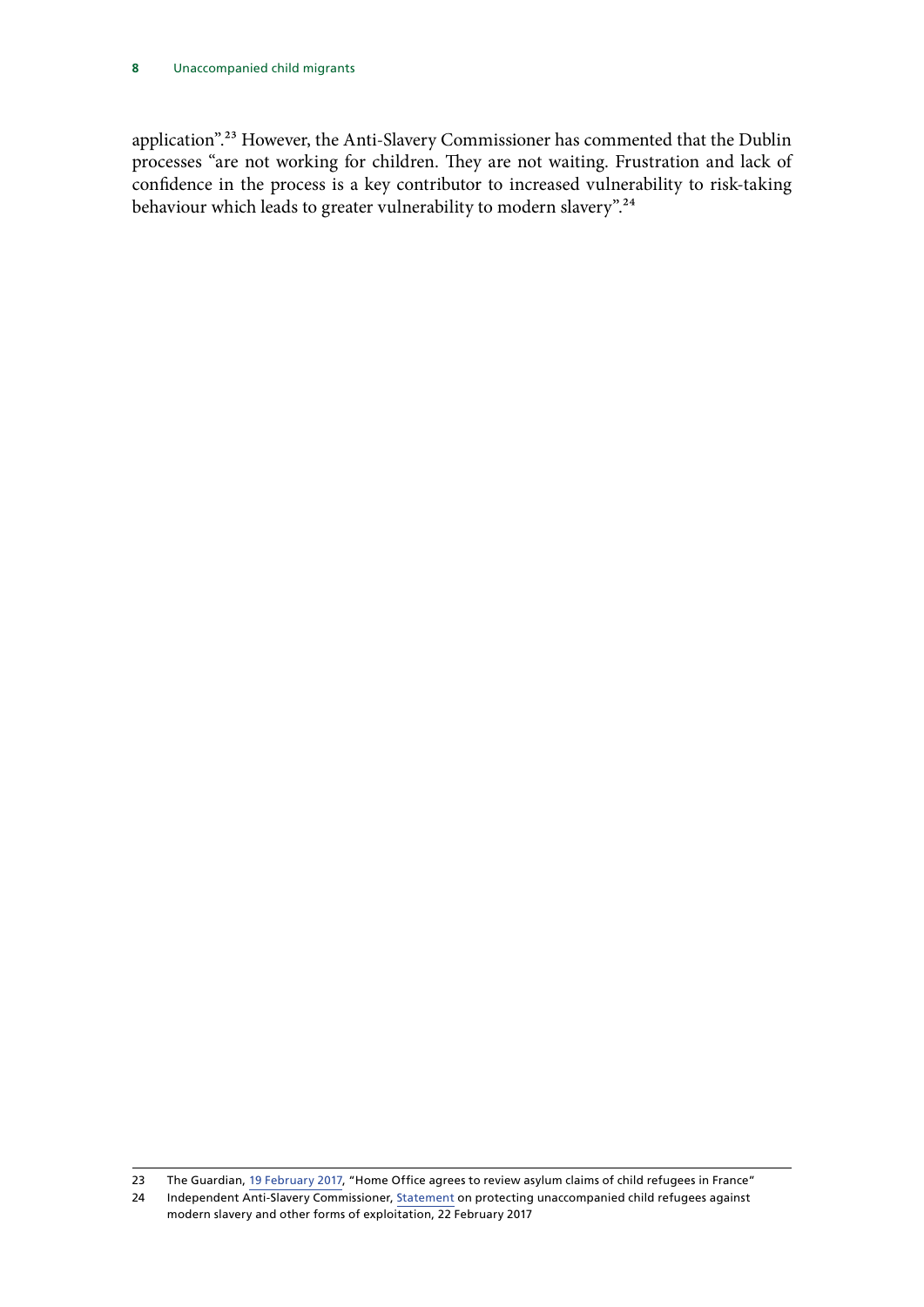application".[23] However, the Anti-Slavery Commissioner has commented that the Dublin processes "are not working for children. They are not waiting. Frustration and lack of confidence in the process is a key contributor to increased vulnerability to risk-taking behaviour which leads to greater vulnerability to modern slavery".[24]

---

23 The Guardian, 19 February 2017, "Home Office agrees to review asylum claims of child refugees in France"

24 Independent Anti-Slavery Commissioner, Statement on protecting unaccompanied child refugees against modern slavery and other forms of exploitation, 22 February 2017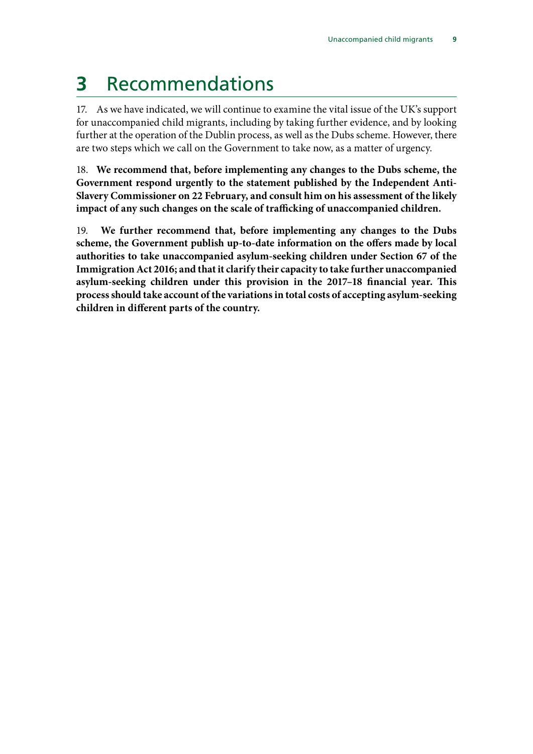# 3 Recommendations

17. As we have indicated, we will continue to examine the vital issue of the UK's support for unaccompanied child migrants, including by taking further evidence, and by looking further at the operation of the Dublin process, as well as the Dubs scheme. However, there are two steps which we call on the Government to take now, as a matter of urgency.

18. **We recommend that, before implementing any changes to the Dubs scheme, the Government respond urgently to the statement published by the Independent Anti-Slavery Commissioner on 22 February, and consult him on his assessment of the likely impact of any such changes on the scale of trafficking of unaccompanied children.**

19. **We further recommend that, before implementing any changes to the Dubs scheme, the Government publish up-to-date information on the offers made by local authorities to take unaccompanied asylum-seeking children under Section 67 of the Immigration Act 2016; and that it clarify their capacity to take further unaccompanied asylum-seeking children under this provision in the 2017–18 financial year. This process should take account of the variations in total costs of accepting asylum-seeking children in different parts of the country.**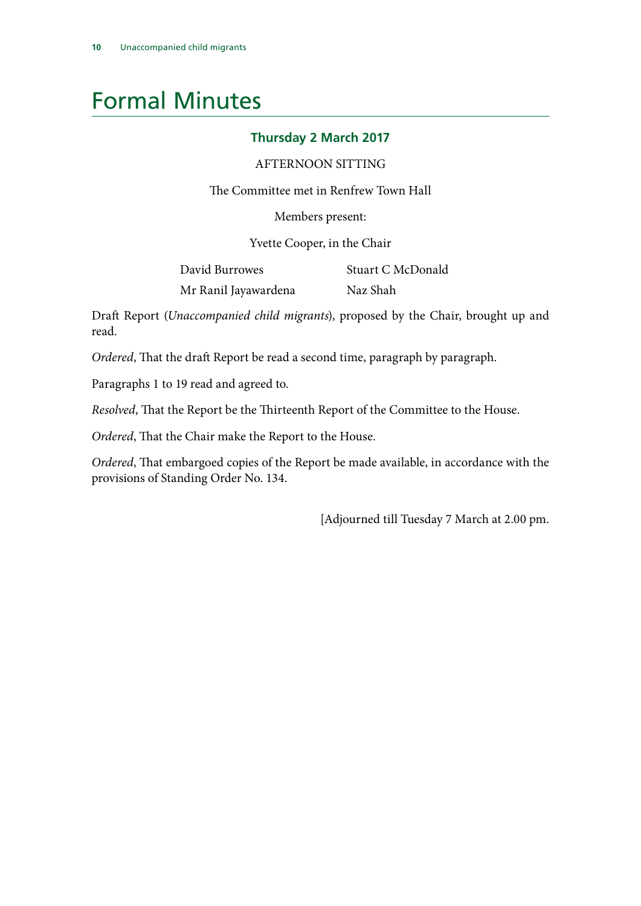# Formal Minutes

### Thursday 2 March 2017

AFTERNOON SITTING

The Committee met in Renfrew Town Hall

Members present:

Yvette Cooper, in the Chair

David Burrowes
Mr Ranil Jayawardena
Stuart C McDonald
Naz Shah

Draft Report (*Unaccompanied child migrants*), proposed by the Chair, brought up and read.

*Ordered*, That the draft Report be read a second time, paragraph by paragraph.

Paragraphs 1 to 19 read and agreed to.

*Resolved*, That the Report be the Thirteenth Report of the Committee to the House.

*Ordered*, That the Chair make the Report to the House.

*Ordered*, That embargoed copies of the Report be made available, in accordance with the provisions of Standing Order No. 134.

[Adjourned till Tuesday 7 March at 2.00 pm.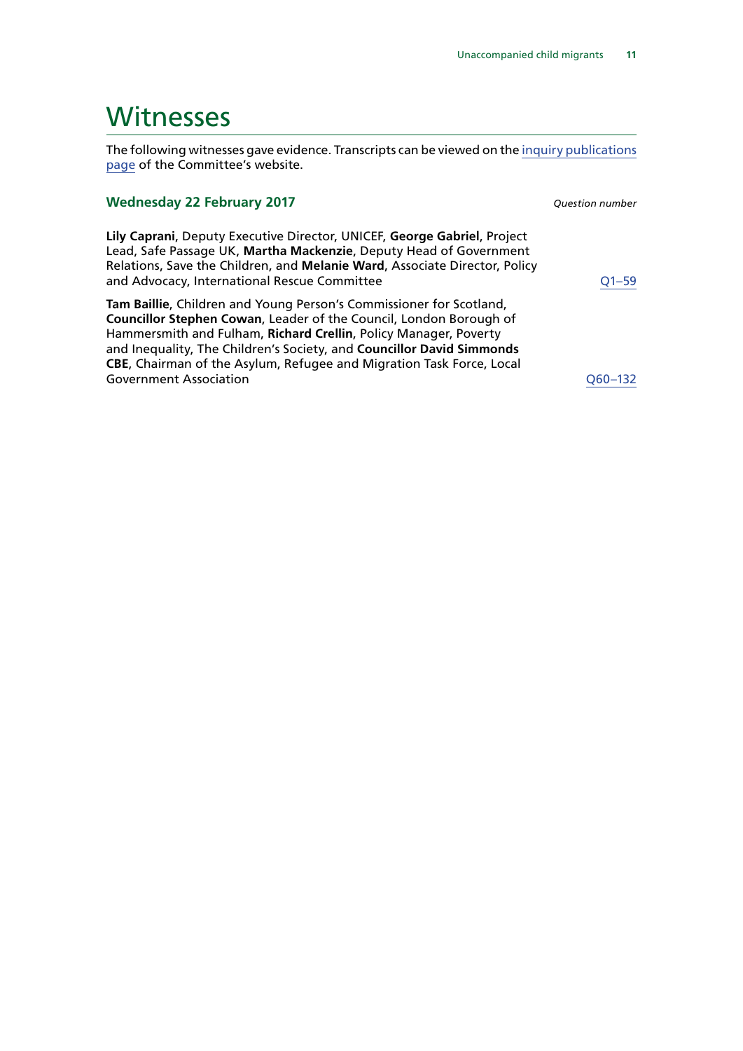# Witnesses

The following witnesses gave evidence. Transcripts can be viewed on the inquiry publications page of the Committee's website.

### Wednesday 22 February 2017

*Question number*

**Lily Caprani**, Deputy Executive Director, UNICEF, **George Gabriel**, Project Lead, Safe Passage UK, **Martha Mackenzie**, Deputy Head of Government Relations, Save the Children, and **Melanie Ward**, Associate Director, Policy and Advocacy, International Rescue Committee — Q1–59

**Tam Baillie**, Children and Young Person's Commissioner for Scotland, **Councillor Stephen Cowan**, Leader of the Council, London Borough of Hammersmith and Fulham, **Richard Crellin**, Policy Manager, Poverty and Inequality, The Children's Society, and **Councillor David Simmonds CBE**, Chairman of the Asylum, Refugee and Migration Task Force, Local Government Association — Q60–132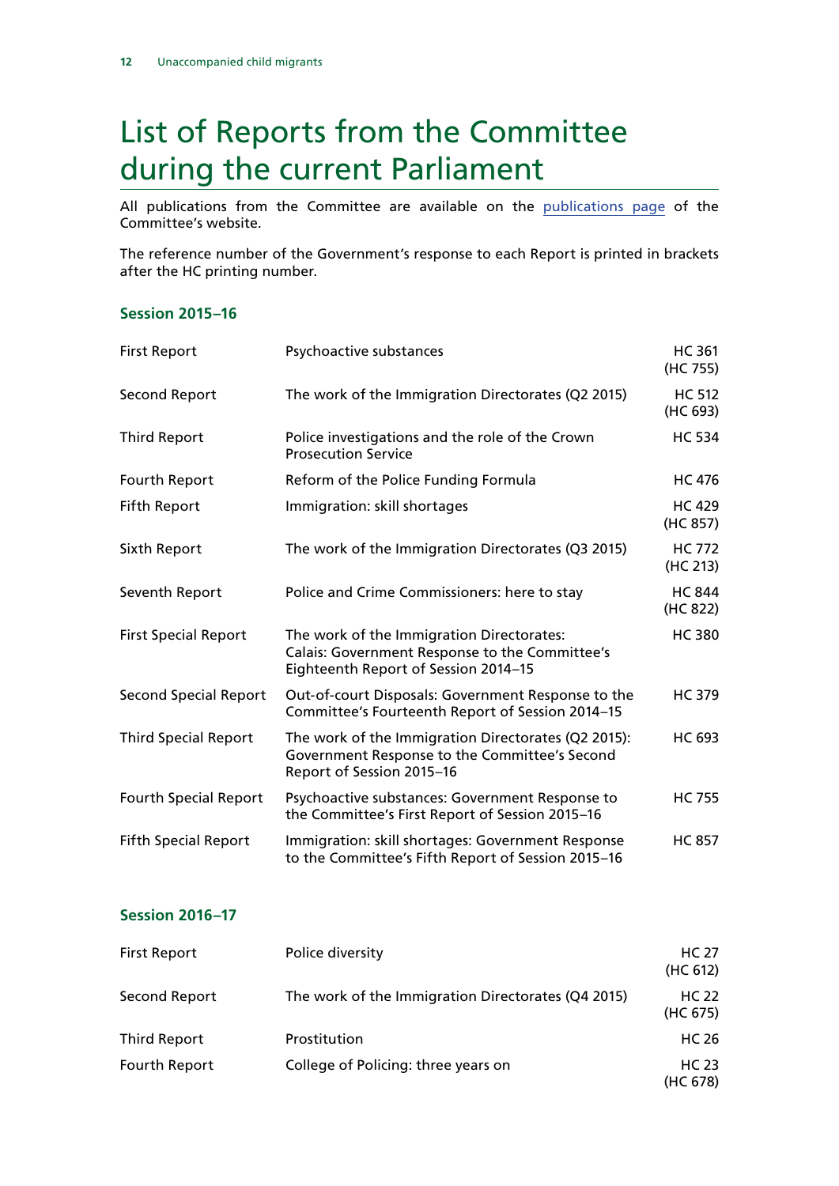# List of Reports from the Committee during the current Parliament

All publications from the Committee are available on the publications page of the Committee's website.

The reference number of the Government's response to each Report is printed in brackets after the HC printing number.

### Session 2015–16

| | | |
|---|---|---|
| First Report | Psychoactive substances | HC 361 (HC 755) |
| Second Report | The work of the Immigration Directorates (Q2 2015) | HC 512 (HC 693) |
| Third Report | Police investigations and the role of the Crown Prosecution Service | HC 534 |
| Fourth Report | Reform of the Police Funding Formula | HC 476 |
| Fifth Report | Immigration: skill shortages | HC 429 (HC 857) |
| Sixth Report | The work of the Immigration Directorates (Q3 2015) | HC 772 (HC 213) |
| Seventh Report | Police and Crime Commissioners: here to stay | HC 844 (HC 822) |
| First Special Report | The work of the Immigration Directorates: Calais: Government Response to the Committee's Eighteenth Report of Session 2014–15 | HC 380 |
| Second Special Report | Out-of-court Disposals: Government Response to the Committee's Fourteenth Report of Session 2014–15 | HC 379 |
| Third Special Report | The work of the Immigration Directorates (Q2 2015): Government Response to the Committee's Second Report of Session 2015–16 | HC 693 |
| Fourth Special Report | Psychoactive substances: Government Response to the Committee's First Report of Session 2015–16 | HC 755 |
| Fifth Special Report | Immigration: skill shortages: Government Response to the Committee's Fifth Report of Session 2015–16 | HC 857 |

### Session 2016–17

| | | |
|---|---|---|
| First Report | Police diversity | HC 27 (HC 612) |
| Second Report | The work of the Immigration Directorates (Q4 2015) | HC 22 (HC 675) |
| Third Report | Prostitution | HC 26 |
| Fourth Report | College of Policing: three years on | HC 23 (HC 678) |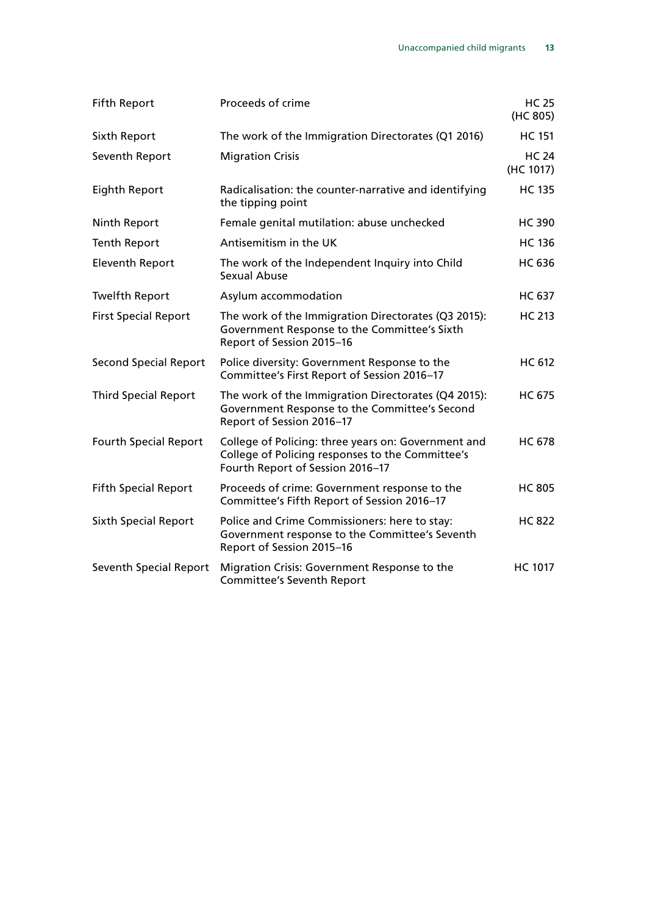| | | |
|---|---|---|
| Fifth Report | Proceeds of crime | HC 25 (HC 805) |
| Sixth Report | The work of the Immigration Directorates (Q1 2016) | HC 151 |
| Seventh Report | Migration Crisis | HC 24 (HC 1017) |
| Eighth Report | Radicalisation: the counter-narrative and identifying the tipping point | HC 135 |
| Ninth Report | Female genital mutilation: abuse unchecked | HC 390 |
| Tenth Report | Antisemitism in the UK | HC 136 |
| Eleventh Report | The work of the Independent Inquiry into Child Sexual Abuse | HC 636 |
| Twelfth Report | Asylum accommodation | HC 637 |
| First Special Report | The work of the Immigration Directorates (Q3 2015): Government Response to the Committee's Sixth Report of Session 2015–16 | HC 213 |
| Second Special Report | Police diversity: Government Response to the Committee's First Report of Session 2016–17 | HC 612 |
| Third Special Report | The work of the Immigration Directorates (Q4 2015): Government Response to the Committee's Second Report of Session 2016–17 | HC 675 |
| Fourth Special Report | College of Policing: three years on: Government and College of Policing responses to the Committee's Fourth Report of Session 2016–17 | HC 678 |
| Fifth Special Report | Proceeds of crime: Government response to the Committee's Fifth Report of Session 2016–17 | HC 805 |
| Sixth Special Report | Police and Crime Commissioners: here to stay: Government response to the Committee's Seventh Report of Session 2015–16 | HC 822 |
| Seventh Special Report | Migration Crisis: Government Response to the Committee's Seventh Report | HC 1017 |